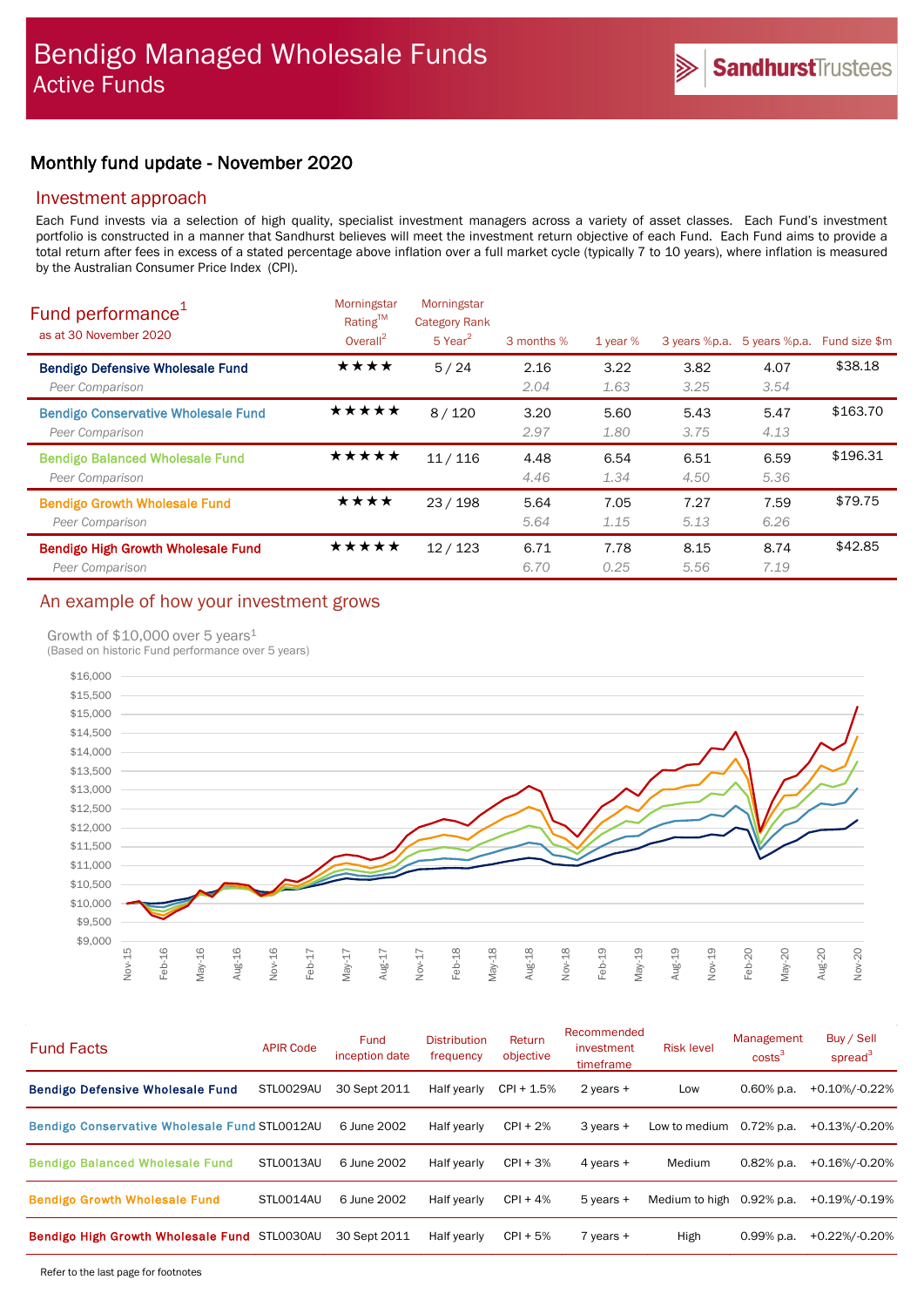# Bendigo Managed Wholesale Funds

## Active Funds

SandhurstTrustees

## Monthly fund update - November 2020

### Investment approach

Each Fund invests via a selection of high quality, specialist investment managers across a variety of asset classes. Each Fund's investment portfolio is constructed in a manner that Sandhurst believes will meet the investment return objective of each Fund. Each Fund aims to provide a total return after fees in excess of a stated percentage above inflation over a full market cycle (typically 7 to 10 years), where inflation is measured by the Australian Consumer Price Index (CPI).

### Fund performance[1]

as at 30 November 2020

| | Morningstar Rating™ Overall[2] | Morningstar Category Rank 5 Year[2] | 3 months % | 1 year % | 3 years %p.a. | 5 years %p.a. | Fund size $m |
|---|---|---|---|---|---|---|---|
| **Bendigo Defensive Wholesale Fund** | ★★★★ | 5 / 24 | 2.16 | 3.22 | 3.82 | 4.07 | $38.18 |
| *Peer Comparison* | | | *2.04* | *1.63* | *3.25* | *3.54* | |
| **Bendigo Conservative Wholesale Fund** | ★★★★★ | 8 / 120 | 3.20 | 5.60 | 5.43 | 5.47 | $163.70 |
| *Peer Comparison* | | | *2.97* | *1.80* | *3.75* | *4.13* | |
| **Bendigo Balanced Wholesale Fund** | ★★★★★ | 11 / 116 | 4.48 | 6.54 | 6.51 | 6.59 | $196.31 |
| *Peer Comparison* | | | *4.46* | *1.34* | *4.50* | *5.36* | |
| **Bendigo Growth Wholesale Fund** | ★★★★ | 23 / 198 | 5.64 | 7.05 | 7.27 | 7.59 | $79.75 |
| *Peer Comparison* | | | *5.64* | *1.15* | *5.13* | *6.26* | |
| **Bendigo High Growth Wholesale Fund** | ★★★★★ | 12 / 123 | 6.71 | 7.78 | 8.15 | 8.74 | $42.85 |
| *Peer Comparison* | | | *6.70* | *0.25* | *5.56* | *7.19* | |

### An example of how your investment grows

Growth of $10,000 over 5 years[1]
(Based on historic Fund performance over 5 years)

### Fund Facts

| Fund Facts | APIR Code | Fund inception date | Distribution frequency | Return objective | Recommended investment timeframe | Risk level | Management costs[3] | Buy / Sell spread[3] |
|---|---|---|---|---|---|---|---|---|
| **Bendigo Defensive Wholesale Fund** | STL0029AU | 30 Sept 2011 | Half yearly | CPI + 1.5% | 2 years + | Low | 0.60% p.a. | +0.10%/-0.22% |
| **Bendigo Conservative Wholesale Fund** | STL0012AU | 6 June 2002 | Half yearly | CPI + 2% | 3 years + | Low to medium | 0.72% p.a. | +0.13%/-0.20% |
| **Bendigo Balanced Wholesale Fund** | STL0013AU | 6 June 2002 | Half yearly | CPI + 3% | 4 years + | Medium | 0.82% p.a. | +0.16%/-0.20% |
| **Bendigo Growth Wholesale Fund** | STL0014AU | 6 June 2002 | Half yearly | CPI + 4% | 5 years + | Medium to high | 0.92% p.a. | +0.19%/-0.19% |
| **Bendigo High Growth Wholesale Fund** | STL0030AU | 30 Sept 2011 | Half yearly | CPI + 5% | 7 years + | High | 0.99% p.a. | +0.22%/-0.20% |

Refer to the last page for footnotes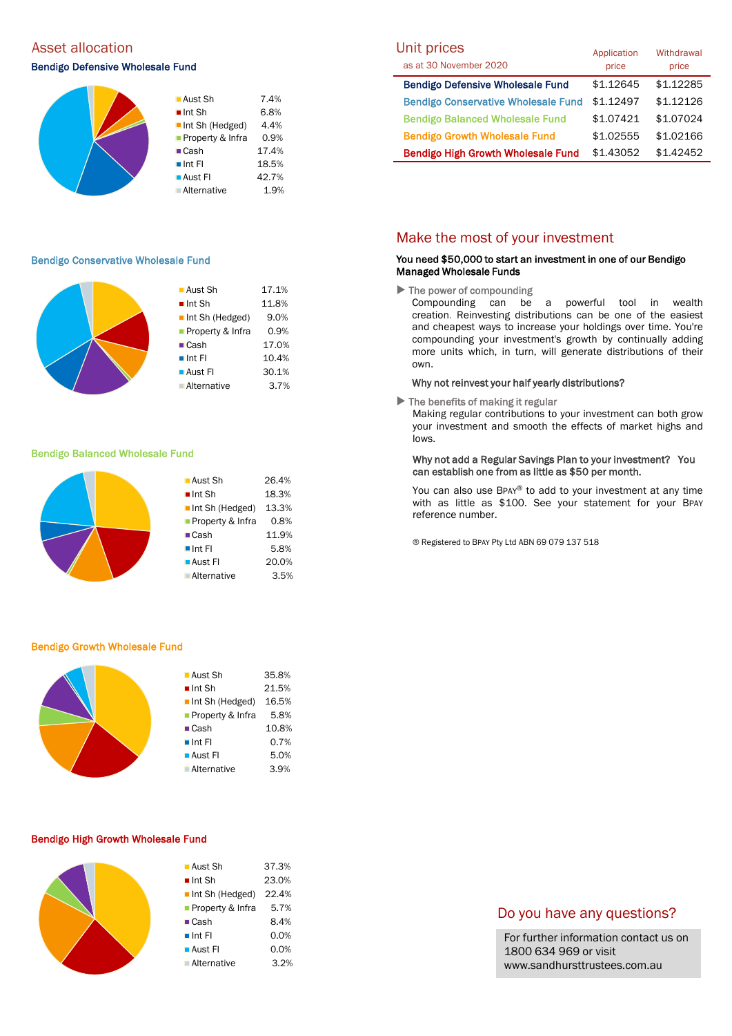## Asset allocation

### Bendigo Defensive Wholesale Fund

| Asset class | % |
|---|---|
| Aust Sh | 7.4% |
| Int Sh | 6.8% |
| Int Sh (Hedged) | 4.4% |
| Property & Infra | 0.9% |
| Cash | 17.4% |
| Int FI | 18.5% |
| Aust FI | 42.7% |
| Alternative | 1.9% |

### Bendigo Conservative Wholesale Fund

| Asset class | % |
|---|---|
| Aust Sh | 17.1% |
| Int Sh | 11.8% |
| Int Sh (Hedged) | 9.0% |
| Property & Infra | 0.9% |
| Cash | 17.0% |
| Int FI | 10.4% |
| Aust FI | 30.1% |
| Alternative | 3.7% |

### Bendigo Balanced Wholesale Fund

| Asset class | % |
|---|---|
| Aust Sh | 26.4% |
| Int Sh | 18.3% |
| Int Sh (Hedged) | 13.3% |
| Property & Infra | 0.8% |
| Cash | 11.9% |
| Int FI | 5.8% |
| Aust FI | 20.0% |
| Alternative | 3.5% |

### Bendigo Growth Wholesale Fund

| Asset class | % |
|---|---|
| Aust Sh | 35.8% |
| Int Sh | 21.5% |
| Int Sh (Hedged) | 16.5% |
| Property & Infra | 5.8% |
| Cash | 10.8% |
| Int FI | 0.7% |
| Aust FI | 5.0% |
| Alternative | 3.9% |

### Bendigo High Growth Wholesale Fund

| Asset class | % |
|---|---|
| Aust Sh | 37.3% |
| Int Sh | 23.0% |
| Int Sh (Hedged) | 22.4% |
| Property & Infra | 5.7% |
| Cash | 8.4% |
| Int FI | 0.0% |
| Aust FI | 0.0% |
| Alternative | 3.2% |

## Unit prices

as at 30 November 2020

| | Application price | Withdrawal price |
|---|---|---|
| Bendigo Defensive Wholesale Fund | $1.12645 | $1.12285 |
| Bendigo Conservative Wholesale Fund | $1.12497 | $1.12126 |
| Bendigo Balanced Wholesale Fund | $1.07421 | $1.07024 |
| Bendigo Growth Wholesale Fund | $1.02555 | $1.02166 |
| Bendigo High Growth Wholesale Fund | $1.43052 | $1.42452 |

## Make the most of your investment

**You need $50,000 to start an investment in one of our Bendigo Managed Wholesale Funds**

▶ The power of compounding

Compounding can be a powerful tool in wealth creation. Reinvesting distributions can be one of the easiest and cheapest ways to increase your holdings over time. You're compounding your investment's growth by continually adding more units which, in turn, will generate distributions of their own.

**Why not reinvest your half yearly distributions?**

▶ The benefits of making it regular

Making regular contributions to your investment can both grow your investment and smooth the effects of market highs and lows.

**Why not add a Regular Savings Plan to your investment? You can establish one from as little as $50 per month.**

You can also use BPAY® to add to your investment at any time with as little as $100. See your statement for your BPAY reference number.

® Registered to BPAY Pty Ltd ABN 69 079 137 518

## Do you have any questions?

For further information contact us on 1800 634 969 or visit www.sandhursttrustees.com.au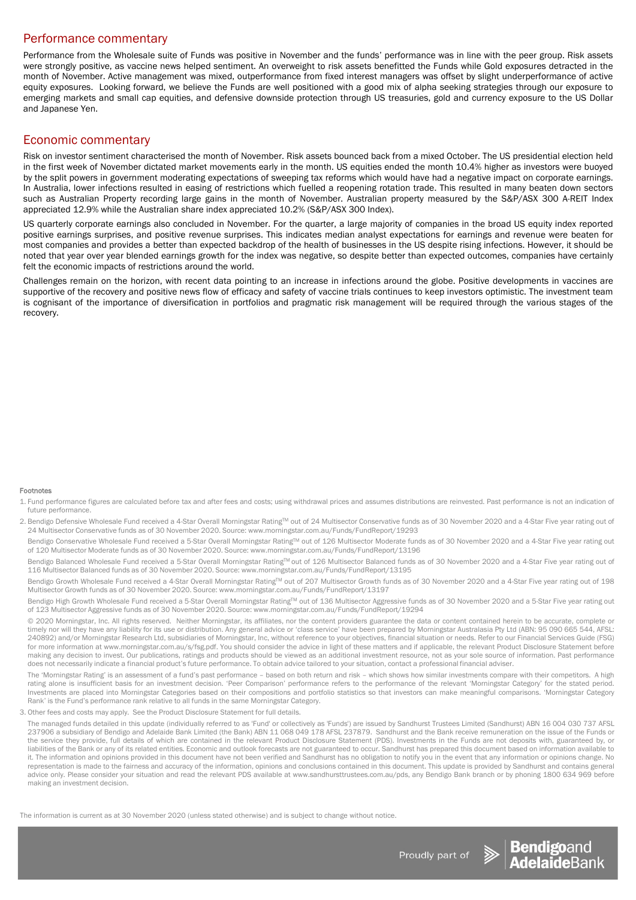## Performance commentary

Performance from the Wholesale suite of Funds was positive in November and the funds' performance was in line with the peer group. Risk assets were strongly positive, as vaccine news helped sentiment. An overweight to risk assets benefitted the Funds while Gold exposures detracted in the month of November. Active management was mixed, outperformance from fixed interest managers was offset by slight underperformance of active equity exposures. Looking forward, we believe the Funds are well positioned with a good mix of alpha seeking strategies through our exposure to emerging markets and small cap equities, and defensive downside protection through US treasuries, gold and currency exposure to the US Dollar and Japanese Yen.

## Economic commentary

Risk on investor sentiment characterised the month of November. Risk assets bounced back from a mixed October. The US presidential election held in the first week of November dictated market movements early in the month. US equities ended the month 10.4% higher as investors were buoyed by the split powers in government moderating expectations of sweeping tax reforms which would have had a negative impact on corporate earnings. In Australia, lower infections resulted in easing of restrictions which fuelled a reopening rotation trade. This resulted in many beaten down sectors such as Australian Property recording large gains in the month of November. Australian property measured by the S&P/ASX 300 A-REIT Index appreciated 12.9% while the Australian share index appreciated 10.2% (S&P/ASX 300 Index).

US quarterly corporate earnings also concluded in November. For the quarter, a large majority of companies in the broad US equity index reported positive earnings surprises, and positive revenue surprises. This indicates median analyst expectations for earnings and revenue were beaten for most companies and provides a better than expected backdrop of the health of businesses in the US despite rising infections. However, it should be noted that year over year blended earnings growth for the index was negative, so despite better than expected outcomes, companies have certainly felt the economic impacts of restrictions around the world.

Challenges remain on the horizon, with recent data pointing to an increase in infections around the globe. Positive developments in vaccines are supportive of the recovery and positive news flow of efficacy and safety of vaccine trials continues to keep investors optimistic. The investment team is cognisant of the importance of diversification in portfolios and pragmatic risk management will be required through the various stages of the recovery.

#### Footnotes

1. Fund performance figures are calculated before tax and after fees and costs; using withdrawal prices and assumes distributions are reinvested. Past performance is not an indication of future performance.
2. Bendigo Defensive Wholesale Fund received a 4-Star Overall Morningstar Rating™ out of 24 Multisector Conservative funds as of 30 November 2020 and a 4-Star Five year rating out of 24 Multisector Conservative funds as of 30 November 2020. Source: www.morningstar.com.au/Funds/FundReport/19293

   Bendigo Conservative Wholesale Fund received a 5-Star Overall Morningstar Rating™ out of 126 Multisector Moderate funds as of 30 November 2020 and a 4-Star Five year rating out of 120 Multisector Moderate funds as of 30 November 2020. Source: www.morningstar.com.au/Funds/FundReport/13196

   Bendigo Balanced Wholesale Fund received a 5-Star Overall Morningstar Rating™ out of 126 Multisector Balanced funds as of 30 November 2020 and a 4-Star Five year rating out of 116 Multisector Balanced funds as of 30 November 2020. Source: www.morningstar.com.au/Funds/FundReport/13195

   Bendigo Growth Wholesale Fund received a 4-Star Overall Morningstar Rating™ out of 207 Multisector Growth funds as of 30 November 2020 and a 4-Star Five year rating out of 198 Multisector Growth funds as of 30 November 2020. Source: www.morningstar.com.au/Funds/FundReport/13197

   Bendigo High Growth Wholesale Fund received a 5-Star Overall Morningstar Rating™ out of 136 Multisector Aggressive funds as of 30 November 2020 and a 5-Star Five year rating out of 123 Multisector Aggressive funds as of 30 November 2020. Source: www.morningstar.com.au/Funds/FundReport/19294

   © 2020 Morningstar, Inc. All rights reserved. Neither Morningstar, its affiliates, nor the content providers guarantee the data or content contained herein to be accurate, complete or timely nor will they have any liability for its use or distribution. Any general advice or 'class service' have been prepared by Morningstar Australasia Pty Ltd (ABN: 95 090 665 544, AFSL: 240892) and/or Morningstar Research Ltd, subsidiaries of Morningstar, Inc, without reference to your objectives, financial situation or needs. Refer to our Financial Services Guide (FSG) for more information at www.morningstar.com.au/s/fsg.pdf. You should consider the advice in light of these matters and if applicable, the relevant Product Disclosure Statement before making any decision to invest. Our publications, ratings and products should be viewed as an additional investment resource, not as your sole source of information. Past performance does not necessarily indicate a financial product's future performance. To obtain advice tailored to your situation, contact a professional financial adviser.

   The 'Morningstar Rating' is an assessment of a fund's past performance – based on both return and risk – which shows how similar investments compare with their competitors. A high rating alone is insufficient basis for an investment decision. 'Peer Comparison' performance refers to the performance of the relevant 'Morningstar Category' for the stated period. Investments are placed into Morningstar Categories based on their compositions and portfolio statistics so that investors can make meaningful comparisons. 'Morningstar Category Rank' is the Fund's performance rank relative to all funds in the same Morningstar Category.
3. Other fees and costs may apply. See the Product Disclosure Statement for full details.

   The managed funds detailed in this update (individually referred to as 'Fund' or collectively as 'Funds') are issued by Sandhurst Trustees Limited (Sandhurst) ABN 16 004 030 737 AFSL 237906 a subsidiary of Bendigo and Adelaide Bank Limited (the Bank) ABN 11 068 049 178 AFSL 237879. Sandhurst and the Bank receive remuneration on the issue of the Funds or the service they provide, full details of which are contained in the relevant Product Disclosure Statement (PDS). Investments in the Funds are not deposits with, guaranteed by, or liabilities of the Bank or any of its related entities. Economic and outlook forecasts are not guaranteed to occur. Sandhurst has prepared this document based on information available to it. The information and opinions provided in this document have not been verified and Sandhurst has no obligation to notify you in the event that any information or opinions change. No representation is made to the fairness and accuracy of the information, opinions and conclusions contained in this document. This update is provided by Sandhurst and contains general advice only. Please consider your situation and read the relevant PDS available at www.sandhursttrustees.com.au/pds, any Bendigo Bank branch or by phoning 1800 634 969 before making an investment decision.

The information is current as at 30 November 2020 (unless stated otherwise) and is subject to change without notice.

Proudly part of Bendigo and Adelaide Bank